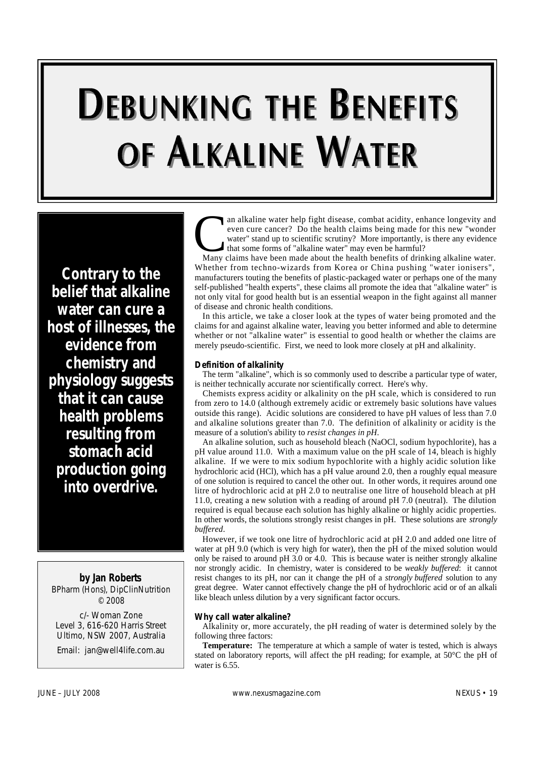′# Debunking the Benefits of Alkaline Water

**Contrary to the belief that alkaline water can cure a host of illnesses, the evidence from chemistry and physiology suggests that it can cause health problems resulting from stomach acid production going into overdrive.**

**by Jan Roberts**
BPharm (Hons), DipClinNutrition
© 2008

c/- Woman Zone
Level 3, 616-620 Harris Street
Ultimo, NSW 2007, Australia
Email: jan@well4life.com.au

Can alkaline water help fight disease, combat acidity, enhance longevity and even cure cancer? Do the health claims being made for this new "wonder water" stand up to scientific scrutiny? More importantly, is there any evidence that some forms of "alkaline water" may even be harmful?

Many claims have been made about the health benefits of drinking alkaline water. Whether from techno-wizards from Korea or China pushing "water ionisers", manufacturers touting the benefits of plastic-packaged water or perhaps one of the many self-published "health experts", these claims all promote the idea that "alkaline water" is not only vital for good health but is an essential weapon in the fight against all manner of disease and chronic health conditions.

In this article, we take a closer look at the types of water being promoted and the claims for and against alkaline water, leaving you better informed and able to determine whether or not "alkaline water" is essential to good health or whether the claims are merely pseudo-scientific. First, we need to look more closely at pH and alkalinity.

**Definition of alkalinity**

The term "alkaline", which is so commonly used to describe a particular type of water, is neither technically accurate nor scientifically correct. Here's why.

Chemists express acidity or alkalinity on the pH scale, which is considered to run from zero to 14.0 (although extremely acidic or extremely basic solutions have values outside this range). Acidic solutions are considered to have pH values of less than 7.0 and alkaline solutions greater than 7.0. The definition of alkalinity or acidity is the measure of a solution's ability to *resist changes in pH*.

An alkaline solution, such as household bleach (NaOCl, sodium hypochlorite), has a pH value around 11.0. With a maximum value on the pH scale of 14, bleach is highly alkaline. If we were to mix sodium hypochlorite with a highly acidic solution like hydrochloric acid (HCl), which has a pH value around 2.0, then a roughly equal measure of one solution is required to cancel the other out. In other words, it requires around one litre of hydrochloric acid at pH 2.0 to neutralise one litre of household bleach at pH 11.0, creating a new solution with a reading of around pH 7.0 (neutral). The dilution required is equal because each solution has highly alkaline or highly acidic properties. In other words, the solutions strongly resist changes in pH. These solutions are *strongly buffered*.

However, if we took one litre of hydrochloric acid at pH 2.0 and added one litre of water at pH 9.0 (which is very high for water), then the pH of the mixed solution would only be raised to around pH 3.0 or 4.0. This is because water is neither strongly alkaline nor strongly acidic. In chemistry, water is considered to be *weakly buffered*: it cannot resist changes to its pH, nor can it change the pH of a *strongly buffered* solution to any great degree. Water cannot effectively change the pH of hydrochloric acid or of an alkali like bleach unless dilution by a very significant factor occurs.

**Why call water alkaline?**

Alkalinity or, more accurately, the pH reading of water is determined solely by the following three factors:

**Temperature:** The temperature at which a sample of water is tested, which is always stated on laboratory reports, will affect the pH reading; for example, at 50°C the pH of water is 6.55.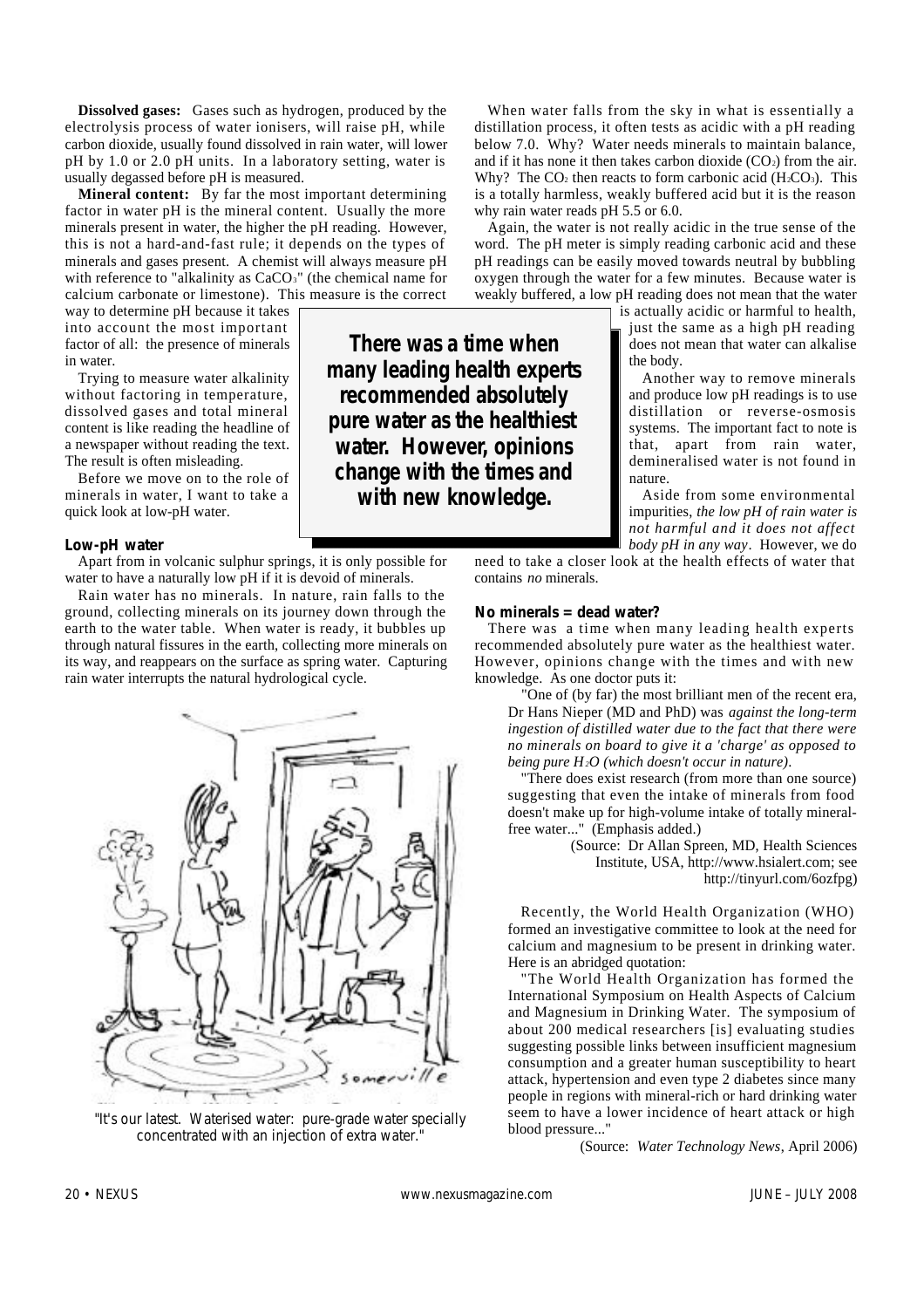**Dissolved gases:** Gases such as hydrogen, produced by the electrolysis process of water ionisers, will raise pH, while carbon dioxide, usually found dissolved in rain water, will lower pH by 1.0 or 2.0 pH units. In a laboratory setting, water is usually degassed before pH is measured.

**Mineral content:** By far the most important determining factor in water pH is the mineral content. Usually the more minerals present in water, the higher the pH reading. However, this is not a hard-and-fast rule; it depends on the types of minerals and gases present. A chemist will always measure pH with reference to "alkalinity as $CaCO_3$" (the chemical name for calcium carbonate or limestone). This measure is the correct way to determine pH because it takes into account the most important factor of all: the presence of minerals in water.

Trying to measure water alkalinity without factoring in temperature, dissolved gases and total mineral content is like reading the headline of a newspaper without reading the text. The result is often misleading.

Before we move on to the role of minerals in water, I want to take a quick look at low-pH water.

**There was a time when many leading health experts recommended absolutely pure water as the healthiest water. However, opinions change with the times and with new knowledge.**

### Low-pH water

Apart from in volcanic sulphur springs, it is only possible for water to have a naturally low pH if it is devoid of minerals.

Rain water has no minerals. In nature, rain falls to the ground, collecting minerals on its journey down through the earth to the water table. When water is ready, it bubbles up through natural fissures in the earth, collecting more minerals on its way, and reappears on the surface as spring water. Capturing rain water interrupts the natural hydrological cycle.

"It's our latest. Waterised water: pure-grade water specially concentrated with an injection of extra water."

When water falls from the sky in what is essentially a distillation process, it often tests as acidic with a pH reading below 7.0. Why? Water needs minerals to maintain balance, and if it has none it then takes carbon dioxide ($CO_2$) from the air. Why? The $CO_2$ then reacts to form carbonic acid ($H_2CO_3$). This is a totally harmless, weakly buffered acid but it is the reason why rain water reads pH 5.5 or 6.0.

Again, the water is not really acidic in the true sense of the word. The pH meter is simply reading carbonic acid and these pH readings can be easily moved towards neutral by bubbling oxygen through the water for a few minutes. Because water is weakly buffered, a low pH reading does not mean that the water is actually acidic or harmful to health, just the same as a high pH reading does not mean that water can alkalise the body.

Another way to remove minerals and produce low pH readings is to use distillation or reverse-osmosis systems. The important fact to note is that, apart from rain water, demineralised water is not found in nature.

Aside from some environmental impurities, *the low pH of rain water is not harmful and it does not affect body pH in any way*. However, we do need to take a closer look at the health effects of water that contains *no* minerals.

### No minerals = dead water?

There was a time when many leading health experts recommended absolutely pure water as the healthiest water. However, opinions change with the times and with new knowledge. As one doctor puts it:

> "One of (by far) the most brilliant men of the recent era, Dr Hans Nieper (MD and PhD) was *against the long-term ingestion of distilled water due to the fact that there were no minerals on board to give it a 'charge' as opposed to being pure $H_2O$ (which doesn't occur in nature)*.
>
> "There does exist research (from more than one source) suggesting that even the intake of minerals from food doesn't make up for high-volume intake of totally mineral-free water..." (Emphasis added.)
>
> (Source: Dr Allan Spreen, MD, Health Sciences Institute, USA, http://www.hsialert.com; see http://tinyurl.com/6ozfpg)

Recently, the World Health Organization (WHO) formed an investigative committee to look at the need for calcium and magnesium to be present in drinking water. Here is an abridged quotation:

> "The World Health Organization has formed the International Symposium on Health Aspects of Calcium and Magnesium in Drinking Water. The symposium of about 200 medical researchers [is] evaluating studies suggesting possible links between insufficient magnesium consumption and a greater human susceptibility to heart attack, hypertension and even type 2 diabetes since many people in regions with mineral-rich or hard drinking water seem to have a lower incidence of heart attack or high blood pressure..."
>
> (Source: *Water Technology News*, April 2006)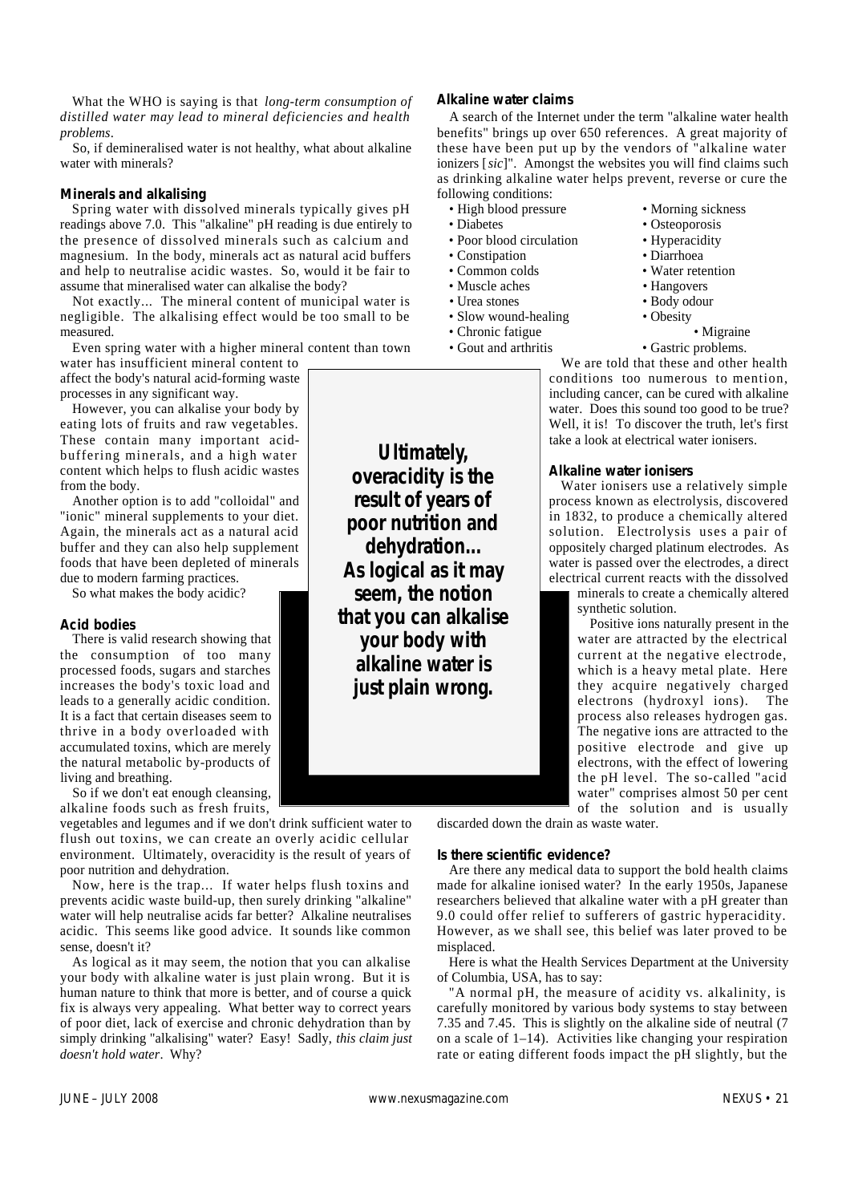What the WHO is saying is that *long-term consumption of distilled water may lead to mineral deficiencies and health problems*.

So, if demineralised water is not healthy, what about alkaline water with minerals?

**Minerals and alkalising**

Spring water with dissolved minerals typically gives pH readings above 7.0. This "alkaline" pH reading is due entirely to the presence of dissolved minerals such as calcium and magnesium. In the body, minerals act as natural acid buffers and help to neutralise acidic wastes. So, would it be fair to assume that mineralised water can alkalise the body?

Not exactly... The mineral content of municipal water is negligible. The alkalising effect would be too small to be measured.

Even spring water with a higher mineral content than town water has insufficient mineral content to affect the body's natural acid-forming waste processes in any significant way.

However, you can alkalise your body by eating lots of fruits and raw vegetables. These contain many important acid-buffering minerals, and a high water content which helps to flush acidic wastes from the body.

Another option is to add "colloidal" and "ionic" mineral supplements to your diet. Again, the minerals act as a natural acid buffer and they can also help supplement foods that have been depleted of minerals due to modern farming practices.

So what makes the body acidic?

**Acid bodies**

There is valid research showing that the consumption of too many processed foods, sugars and starches increases the body's toxic load and leads to a generally acidic condition. It is a fact that certain diseases seem to thrive in a body overloaded with accumulated toxins, which are merely the natural metabolic by-products of living and breathing.

So if we don't eat enough cleansing, alkaline foods such as fresh fruits, vegetables and legumes and if we don't drink sufficient water to flush out toxins, we can create an overly acidic cellular environment. Ultimately, overacidity is the result of years of poor nutrition and dehydration.

Now, here is the trap... If water helps flush toxins and prevents acidic waste build-up, then surely drinking "alkaline" water will help neutralise acids far better? Alkaline neutralises acidic. This seems like good advice. It sounds like common sense, doesn't it?

As logical as it may seem, the notion that you can alkalise your body with alkaline water is just plain wrong. But it is human nature to think that more is better, and of course a quick fix is always very appealing. What better way to correct years of poor diet, lack of exercise and chronic dehydration than by simply drinking "alkalising" water? Easy! Sadly, *this claim just doesn't hold water*. Why?

> **Ultimately, overacidity is the result of years of poor nutrition and dehydration... As logical as it may seem, the notion that you can alkalise your body with alkaline water is just plain wrong.**

**Alkaline water claims**

A search of the Internet under the term "alkaline water health benefits" brings up over 650 references. A great majority of these have been put up by the vendors of "alkaline water ionizers [*sic*]". Amongst the websites you will find claims such as drinking alkaline water helps prevent, reverse or cure the following conditions:

- High blood pressure
- Diabetes
- Poor blood circulation
- Constipation
- Common colds
- Muscle aches
- Urea stones
- Slow wound-healing
- Chronic fatigue
- Gout and arthritis
- Morning sickness
- Osteoporosis
- Hyperacidity
- Diarrhoea
- Water retention
- Hangovers
- Body odour
- Obesity
- Migraine
- Gastric problems.

We are told that these and other health conditions too numerous to mention, including cancer, can be cured with alkaline water. Does this sound too good to be true? Well, it is! To discover the truth, let's first take a look at electrical water ionisers.

**Alkaline water ionisers**

Water ionisers use a relatively simple process known as electrolysis, discovered in 1832, to produce a chemically altered solution. Electrolysis uses a pair of oppositely charged platinum electrodes. As water is passed over the electrodes, a direct electrical current reacts with the dissolved minerals to create a chemically altered synthetic solution.

Positive ions naturally present in the water are attracted by the electrical current at the negative electrode, which is a heavy metal plate. Here they acquire negatively charged electrons (hydroxyl ions). The process also releases hydrogen gas. The negative ions are attracted to the positive electrode and give up electrons, with the effect of lowering the pH level. The so-called "acid water" comprises almost 50 per cent of the solution and is usually discarded down the drain as waste water.

**Is there scientific evidence?**

Are there any medical data to support the bold health claims made for alkaline ionised water? In the early 1950s, Japanese researchers believed that alkaline water with a pH greater than 9.0 could offer relief to sufferers of gastric hyperacidity. However, as we shall see, this belief was later proved to be misplaced.

Here is what the Health Services Department at the University of Columbia, USA, has to say:

"A normal pH, the measure of acidity vs. alkalinity, is carefully monitored by various body systems to stay between 7.35 and 7.45. This is slightly on the alkaline side of neutral (7 on a scale of 1–14). Activities like changing your respiration rate or eating different foods impact the pH slightly, but the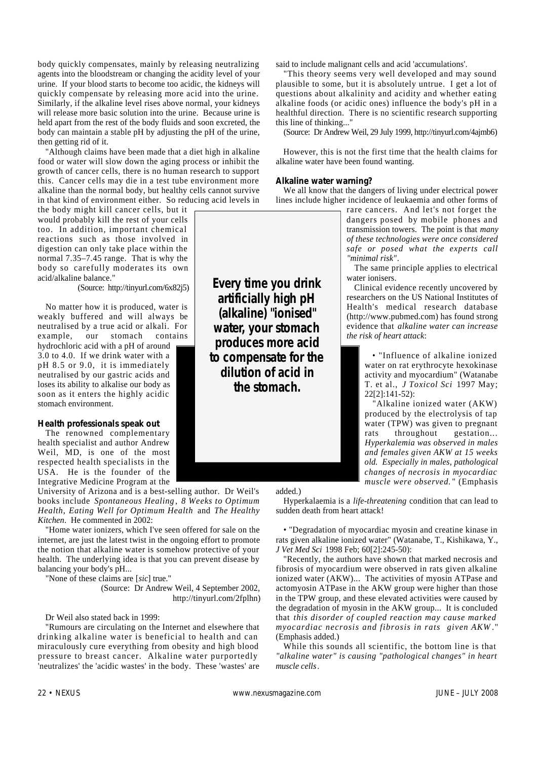body quickly compensates, mainly by releasing neutralizing agents into the bloodstream or changing the acidity level of your urine. If your blood starts to become too acidic, the kidneys will quickly compensate by releasing more acid into the urine. Similarly, if the alkaline level rises above normal, your kidneys will release more basic solution into the urine. Because urine is held apart from the rest of the body fluids and soon excreted, the body can maintain a stable pH by adjusting the pH of the urine, then getting rid of it.

"Although claims have been made that a diet high in alkaline food or water will slow down the aging process or inhibit the growth of cancer cells, there is no human research to support this. Cancer cells may die in a test tube environment more alkaline than the normal body, but healthy cells cannot survive in that kind of environment either. So reducing acid levels in the body might kill cancer cells, but it would probably kill the rest of your cells too. In addition, important chemical reactions such as those involved in digestion can only take place within the normal 7.35–7.45 range. That is why the body so carefully moderates its own acid/alkaline balance."

(Source: http://tinyurl.com/6x82j5)

No matter how it is produced, water is weakly buffered and will always be neutralised by a true acid or alkali. For example, our stomach contains hydrochloric acid with a pH of around 3.0 to 4.0. If we drink water with a pH 8.5 or 9.0, it is immediately neutralised by our gastric acids and loses its ability to alkalise our body as soon as it enters the highly acidic stomach environment.

**Every time you drink artificially high pH (alkaline) "ionised" water, your stomach produces more acid to compensate for the dilution of acid in the stomach.**

### Health professionals speak out

The renowned complementary health specialist and author Andrew Weil, MD, is one of the most respected health specialists in the USA. He is the founder of the Integrative Medicine Program at the University of Arizona and is a best-selling author. Dr Weil's books include *Spontaneous Healing*, *8 Weeks to Optimum Health*, *Eating Well for Optimum Health* and *The Healthy Kitchen*. He commented in 2002:

"Home water ionizers, which I've seen offered for sale on the internet, are just the latest twist in the ongoing effort to promote the notion that alkaline water is somehow protective of your health. The underlying idea is that you can prevent disease by balancing your body's pH...

"None of these claims are [*sic*] true."

(Source: Dr Andrew Weil, 4 September 2002, http://tinyurl.com/2fplhn)

Dr Weil also stated back in 1999:

"Rumours are circulating on the Internet and elsewhere that drinking alkaline water is beneficial to health and can miraculously cure everything from obesity and high blood pressure to breast cancer. Alkaline water purportedly 'neutralizes' the 'acidic wastes' in the body. These 'wastes' are said to include malignant cells and acid 'accumulations'.

"This theory seems very well developed and may sound plausible to some, but it is absolutely untrue. I get a lot of questions about alkalinity and acidity and whether eating alkaline foods (or acidic ones) influence the body's pH in a healthful direction. There is no scientific research supporting this line of thinking..."

(Source: Dr Andrew Weil, 29 July 1999, http://tinyurl.com/4ajmb6)

However, this is not the first time that the health claims for alkaline water have been found wanting.

### Alkaline water warning?

We all know that the dangers of living under electrical power lines include higher incidence of leukaemia and other forms of rare cancers. And let's not forget the dangers posed by mobile phones and transmission towers. The point is that *many of these technologies were once considered safe or posed what the experts call "minimal risk"*.

The same principle applies to electrical water ionisers.

Clinical evidence recently uncovered by researchers on the US National Institutes of Health's medical research database (http://www.pubmed.com) has found strong evidence that *alkaline water can increase the risk of heart attack*:

• "Influence of alkaline ionized water on rat erythrocyte hexokinase activity and myocardium" (Watanabe T. et al., *J Toxicol Sci* 1997 May; 22[2]:141-52):

"Alkaline ionized water (AKW) produced by the electrolysis of tap water (TPW) was given to pregnant rats throughout gestation... *Hyperkalemia was observed in males and females given AKW at 15 weeks old. Especially in males, pathological changes of necrosis in myocardiac muscle were observed.*" (Emphasis added.)

Hyperkalaemia is a *life-threatening* condition that can lead to sudden death from heart attack!

• "Degradation of myocardiac myosin and creatine kinase in rats given alkaline ionized water" (Watanabe, T., Kishikawa, Y., *J Vet Med Sci* 1998 Feb; 60[2]:245-50):

"Recently, the authors have shown that marked necrosis and fibrosis of myocardium were observed in rats given alkaline ionized water (AKW)... The activities of myosin ATPase and actomyosin ATPase in the AKW group were higher than those in the TPW group, and these elevated activities were caused by the degradation of myosin in the AKW group... It is concluded that *this disorder of coupled reaction may cause marked myocardiac necrosis and fibrosis in rats given AKW*." (Emphasis added.)

While this sounds all scientific, the bottom line is that *"alkaline water" is causing "pathological changes" in heart muscle cells*.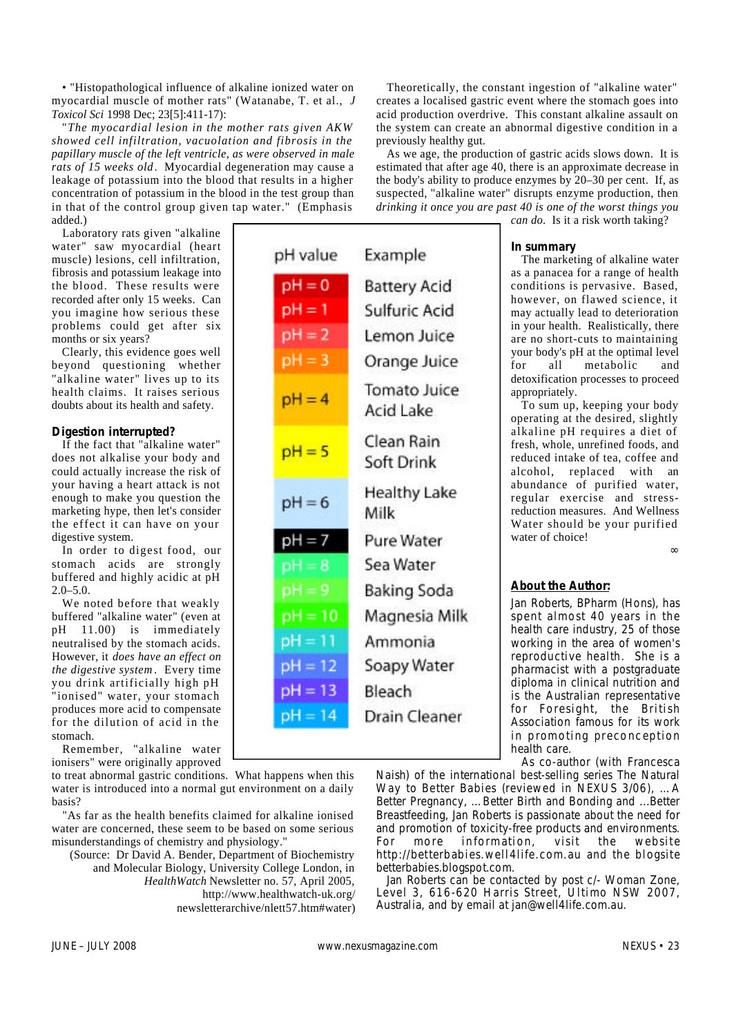• "Histopathological influence of alkaline ionized water on myocardial muscle of mother rats" (Watanabe, T. et al., *J Toxicol Sci* 1998 Dec; 23[5]:411-17):

"*The myocardial lesion in the mother rats given AKW showed cell infiltration, vacuolation and fibrosis in the papillary muscle of the left ventricle, as were observed in male rats of 15 weeks old*. Myocardial degeneration may cause a leakage of potassium into the blood that results in a higher concentration of potassium in the blood in the test group than in that of the control group given tap water." (Emphasis added.)

Laboratory rats given "alkaline water" saw myocardial (heart muscle) lesions, cell infiltration, fibrosis and potassium leakage into the blood. These results were recorded after only 15 weeks. Can you imagine how serious these problems could get after six months or six years?

Clearly, this evidence goes well beyond questioning whether "alkaline water" lives up to its health claims. It raises serious doubts about its health and safety.

**Digestion interrupted?**

If the fact that "alkaline water" does not alkalise your body and could actually increase the risk of your having a heart attack is not enough to make you question the marketing hype, then let's consider the effect it can have on your digestive system.

In order to digest food, our stomach acids are strongly buffered and highly acidic at pH 2.0–5.0.

We noted before that weakly buffered "alkaline water" (even at pH 11.00) is immediately neutralised by the stomach acids. However, it *does have an effect on the digestive system*. Every time you drink artificially high pH "ionised" water, your stomach produces more acid to compensate for the dilution of acid in the stomach.

Remember, "alkaline water ionisers" were originally approved to treat abnormal gastric conditions. What happens when this water is introduced into a normal gut environment on a daily basis?

"As far as the health benefits claimed for alkaline ionised water are concerned, these seem to be based on some serious misunderstandings of chemistry and physiology."

(Source: Dr David A. Bender, Department of Biochemistry and Molecular Biology, University College London, in *HealthWatch* Newsletter no. 57, April 2005, http://www.healthwatch-uk.org/newsletterarchive/nlett57.htm#water)

| pH value | Example |
|---|---|
| pH = 0 | Battery Acid |
| pH = 1 | Sulfuric Acid |
| pH = 2 | Lemon Juice |
| pH = 3 | Orange Juice |
| pH = 4 | Tomato Juice<br>Acid Lake |
| pH = 5 | Clean Rain<br>Soft Drink |
| pH = 6 | Healthy Lake<br>Milk |
| pH = 7 | Pure Water |
| pH = 8 | Sea Water |
| pH = 9 | Baking Soda |
| pH = 10 | Magnesia Milk |
| pH = 11 | Ammonia |
| pH = 12 | Soapy Water |
| pH = 13 | Bleach |
| pH = 14 | Drain Cleaner |

Theoretically, the constant ingestion of "alkaline water" creates a localised gastric event where the stomach goes into acid production overdrive. This constant alkaline assault on the system can create an abnormal digestive condition in a previously healthy gut.

As we age, the production of gastric acids slows down. It is estimated that after age 40, there is an approximate decrease in the body's ability to produce enzymes by 20–30 per cent. If, as suspected, "alkaline water" disrupts enzyme production, then *drinking it once you are past 40 is one of the worst things you can do*. Is it a risk worth taking?

**In summary**

The marketing of alkaline water as a panacea for a range of health conditions is pervasive. Based, however, on flawed science, it may actually lead to deterioration in your health. Realistically, there are no short-cuts to maintaining your body's pH at the optimal level for all metabolic and detoxification processes to proceed appropriately.

To sum up, keeping your body operating at the desired, slightly alkaline pH requires a diet of fresh, whole, unrefined foods, and reduced intake of tea, coffee and alcohol, replaced with an abundance of purified water, regular exercise and stress-reduction measures. And Wellness Water should be your purified water of choice!

∞

**About the Author:**

Jan Roberts, BPharm (Hons), has spent almost 40 years in the health care industry, 25 of those working in the area of women's reproductive health. She is a pharmacist with a postgraduate diploma in clinical nutrition and is the Australian representative for Foresight, the British Association famous for its work in promoting preconception health care.

As co-author (with Francesca Naish) of the international best-selling series The Natural Way to Better Babies (reviewed in NEXUS 3/06), ...A Better Pregnancy, ...Better Birth and Bonding and ...Better Breastfeeding, Jan Roberts is passionate about the need for and promotion of toxicity-free products and environments. For more information, visit the website http://betterbabies.well4life.com.au and the blogsite betterbabies.blogspot.com.

Jan Roberts can be contacted by post c/- Woman Zone, Level 3, 616-620 Harris Street, Ultimo NSW 2007, Australia, and by email at jan@well4life.com.au.